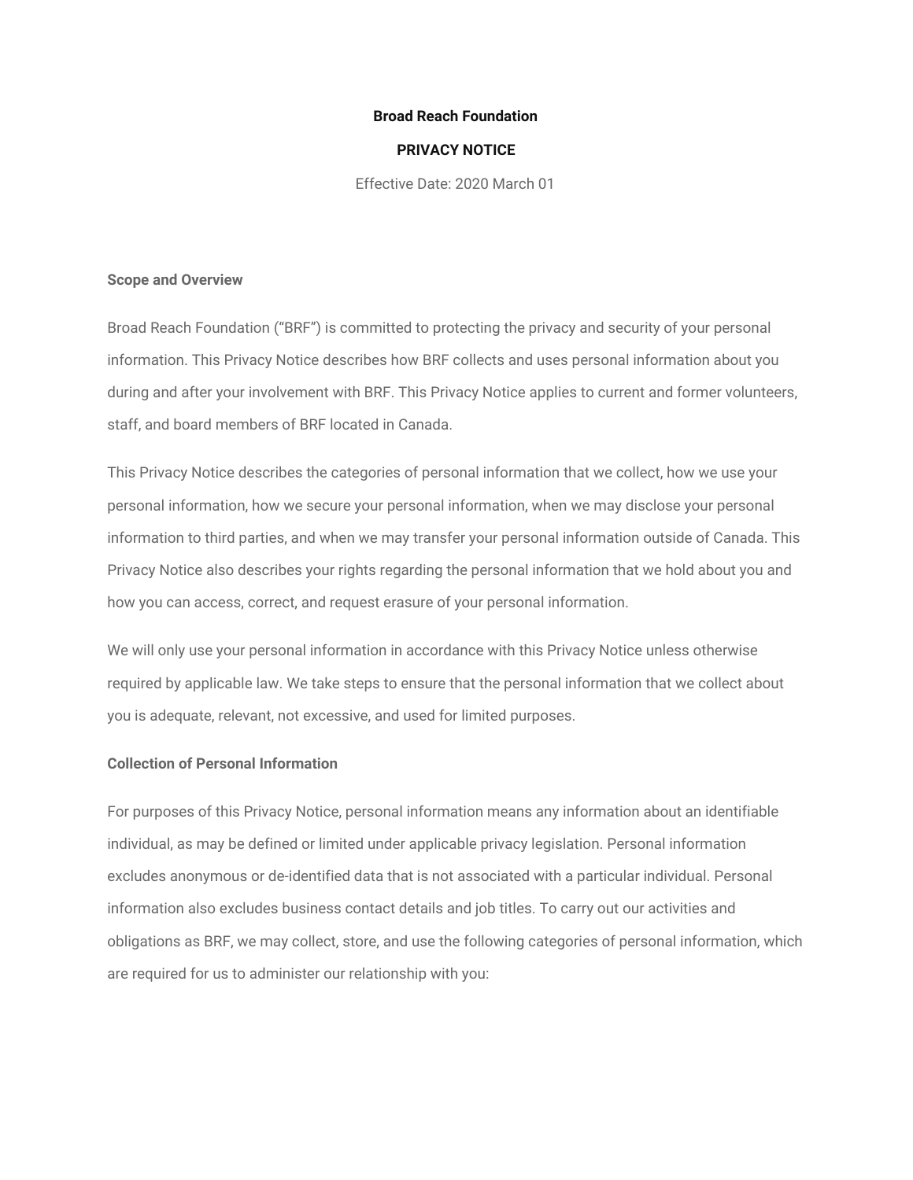**Broad Reach Foundation**

**PRIVACY NOTICE**

Effective Date: 2020 March 01

## Scope and Overview

Broad Reach Foundation (“BRF”) is committed to protecting the privacy and security of your personal information. This Privacy Notice describes how BRF collects and uses personal information about you during and after your involvement with BRF. This Privacy Notice applies to current and former volunteers, staff, and board members of BRF located in Canada.

This Privacy Notice describes the categories of personal information that we collect, how we use your personal information, how we secure your personal information, when we may disclose your personal information to third parties, and when we may transfer your personal information outside of Canada. This Privacy Notice also describes your rights regarding the personal information that we hold about you and how you can access, correct, and request erasure of your personal information.

We will only use your personal information in accordance with this Privacy Notice unless otherwise required by applicable law. We take steps to ensure that the personal information that we collect about you is adequate, relevant, not excessive, and used for limited purposes.

## Collection of Personal Information

For purposes of this Privacy Notice, personal information means any information about an identifiable individual, as may be defined or limited under applicable privacy legislation. Personal information excludes anonymous or de-identified data that is not associated with a particular individual. Personal information also excludes business contact details and job titles. To carry out our activities and obligations as BRF, we may collect, store, and use the following categories of personal information, which are required for us to administer our relationship with you: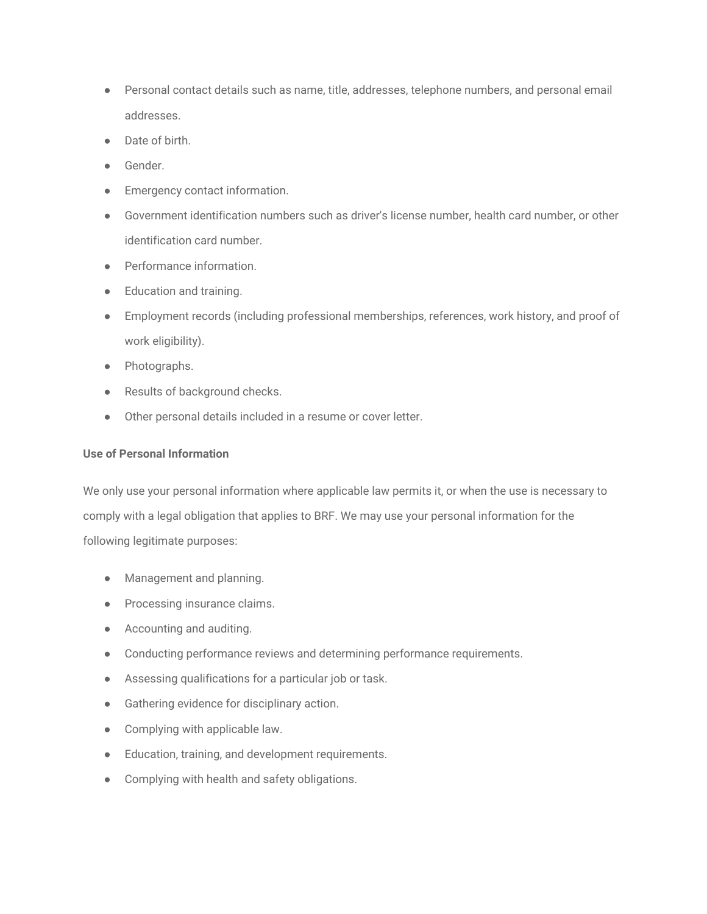- Personal contact details such as name, title, addresses, telephone numbers, and personal email addresses.
- Date of birth.
- Gender.
- Emergency contact information.
- Government identification numbers such as driver's license number, health card number, or other identification card number.
- Performance information.
- Education and training.
- Employment records (including professional memberships, references, work history, and proof of work eligibility).
- Photographs.
- Results of background checks.
- Other personal details included in a resume or cover letter.

**Use of Personal Information**

We only use your personal information where applicable law permits it, or when the use is necessary to comply with a legal obligation that applies to BRF. We may use your personal information for the following legitimate purposes:

- Management and planning.
- Processing insurance claims.
- Accounting and auditing.
- Conducting performance reviews and determining performance requirements.
- Assessing qualifications for a particular job or task.
- Gathering evidence for disciplinary action.
- Complying with applicable law.
- Education, training, and development requirements.
- Complying with health and safety obligations.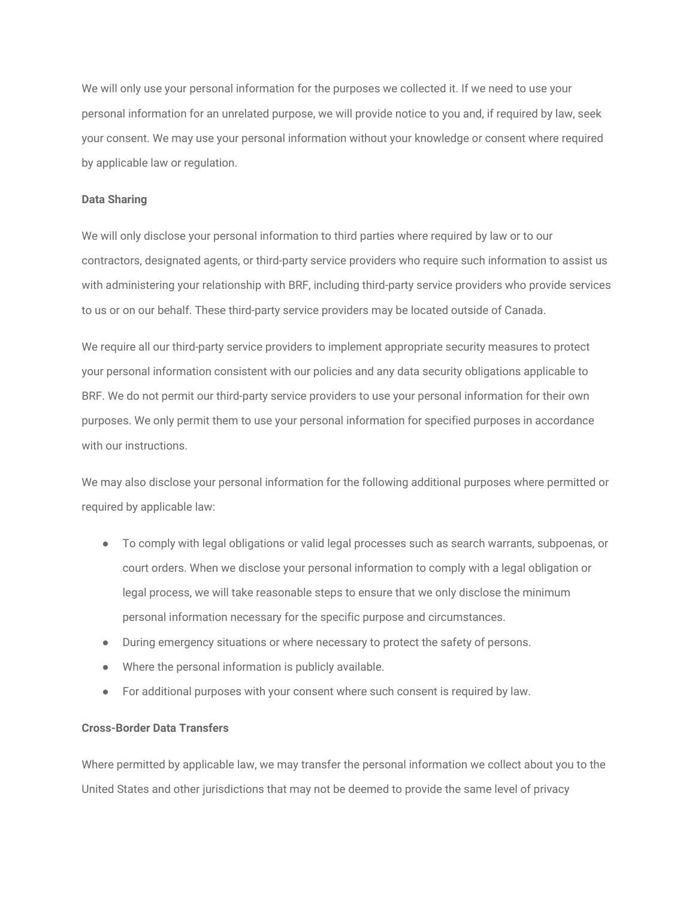We will only use your personal information for the purposes we collected it. If we need to use your personal information for an unrelated purpose, we will provide notice to you and, if required by law, seek your consent. We may use your personal information without your knowledge or consent where required by applicable law or regulation.

**Data Sharing**

We will only disclose your personal information to third parties where required by law or to our contractors, designated agents, or third-party service providers who require such information to assist us with administering your relationship with BRF, including third-party service providers who provide services to us or on our behalf. These third-party service providers may be located outside of Canada.

We require all our third-party service providers to implement appropriate security measures to protect your personal information consistent with our policies and any data security obligations applicable to BRF. We do not permit our third-party service providers to use your personal information for their own purposes. We only permit them to use your personal information for specified purposes in accordance with our instructions.

We may also disclose your personal information for the following additional purposes where permitted or required by applicable law:

- To comply with legal obligations or valid legal processes such as search warrants, subpoenas, or court orders. When we disclose your personal information to comply with a legal obligation or legal process, we will take reasonable steps to ensure that we only disclose the minimum personal information necessary for the specific purpose and circumstances.
- During emergency situations or where necessary to protect the safety of persons.
- Where the personal information is publicly available.
- For additional purposes with your consent where such consent is required by law.

**Cross-Border Data Transfers**

Where permitted by applicable law, we may transfer the personal information we collect about you to the United States and other jurisdictions that may not be deemed to provide the same level of privacy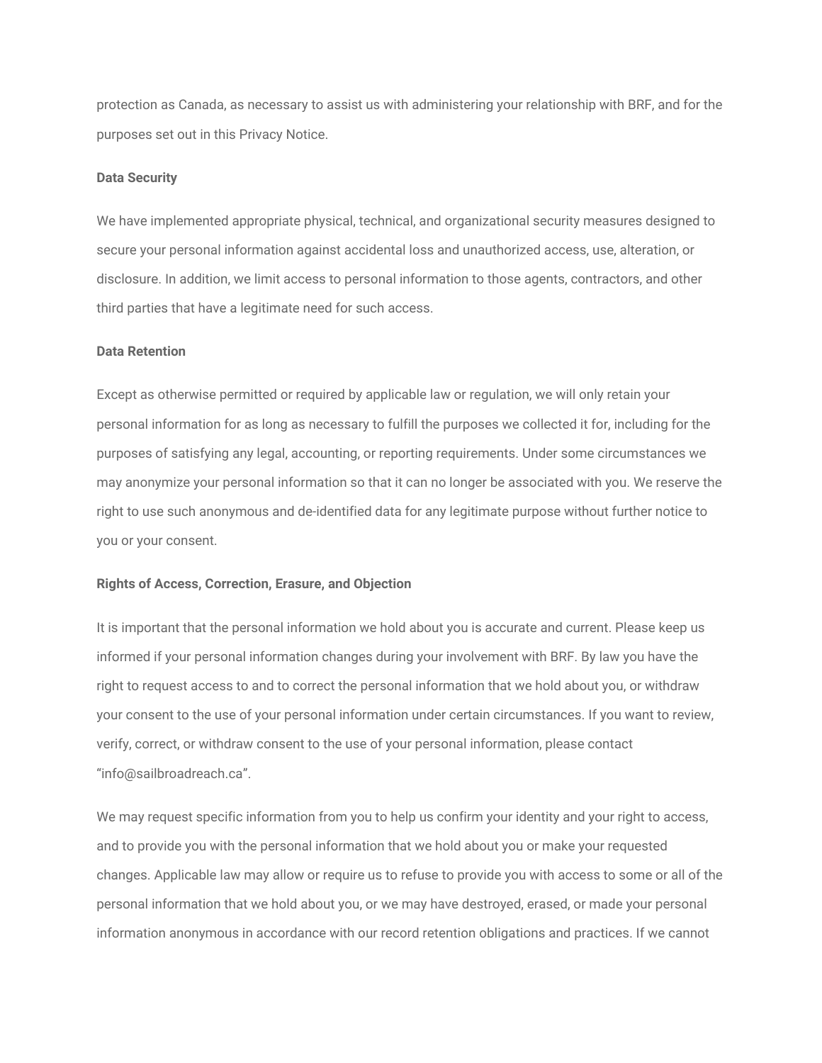protection as Canada, as necessary to assist us with administering your relationship with BRF, and for the purposes set out in this Privacy Notice.

**Data Security**

We have implemented appropriate physical, technical, and organizational security measures designed to secure your personal information against accidental loss and unauthorized access, use, alteration, or disclosure. In addition, we limit access to personal information to those agents, contractors, and other third parties that have a legitimate need for such access.

**Data Retention**

Except as otherwise permitted or required by applicable law or regulation, we will only retain your personal information for as long as necessary to fulfill the purposes we collected it for, including for the purposes of satisfying any legal, accounting, or reporting requirements. Under some circumstances we may anonymize your personal information so that it can no longer be associated with you. We reserve the right to use such anonymous and de-identified data for any legitimate purpose without further notice to you or your consent.

**Rights of Access, Correction, Erasure, and Objection**

It is important that the personal information we hold about you is accurate and current. Please keep us informed if your personal information changes during your involvement with BRF. By law you have the right to request access to and to correct the personal information that we hold about you, or withdraw your consent to the use of your personal information under certain circumstances. If you want to review, verify, correct, or withdraw consent to the use of your personal information, please contact “info@sailbroadreach.ca”.

We may request specific information from you to help us confirm your identity and your right to access, and to provide you with the personal information that we hold about you or make your requested changes. Applicable law may allow or require us to refuse to provide you with access to some or all of the personal information that we hold about you, or we may have destroyed, erased, or made your personal information anonymous in accordance with our record retention obligations and practices. If we cannot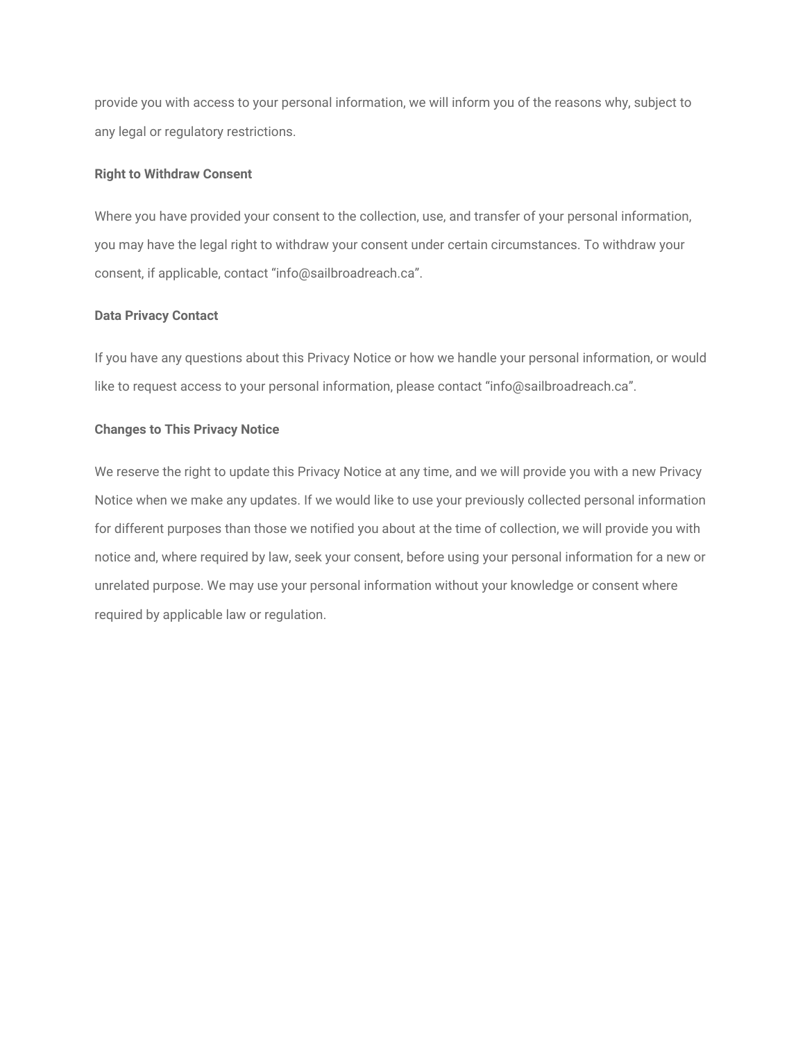provide you with access to your personal information, we will inform you of the reasons why, subject to any legal or regulatory restrictions.

**Right to Withdraw Consent**

Where you have provided your consent to the collection, use, and transfer of your personal information, you may have the legal right to withdraw your consent under certain circumstances. To withdraw your consent, if applicable, contact “info@sailbroadreach.ca”.

**Data Privacy Contact**

If you have any questions about this Privacy Notice or how we handle your personal information, or would like to request access to your personal information, please contact “info@sailbroadreach.ca”.

**Changes to This Privacy Notice**

We reserve the right to update this Privacy Notice at any time, and we will provide you with a new Privacy Notice when we make any updates. If we would like to use your previously collected personal information for different purposes than those we notified you about at the time of collection, we will provide you with notice and, where required by law, seek your consent, before using your personal information for a new or unrelated purpose. We may use your personal information without your knowledge or consent where required by applicable law or regulation.